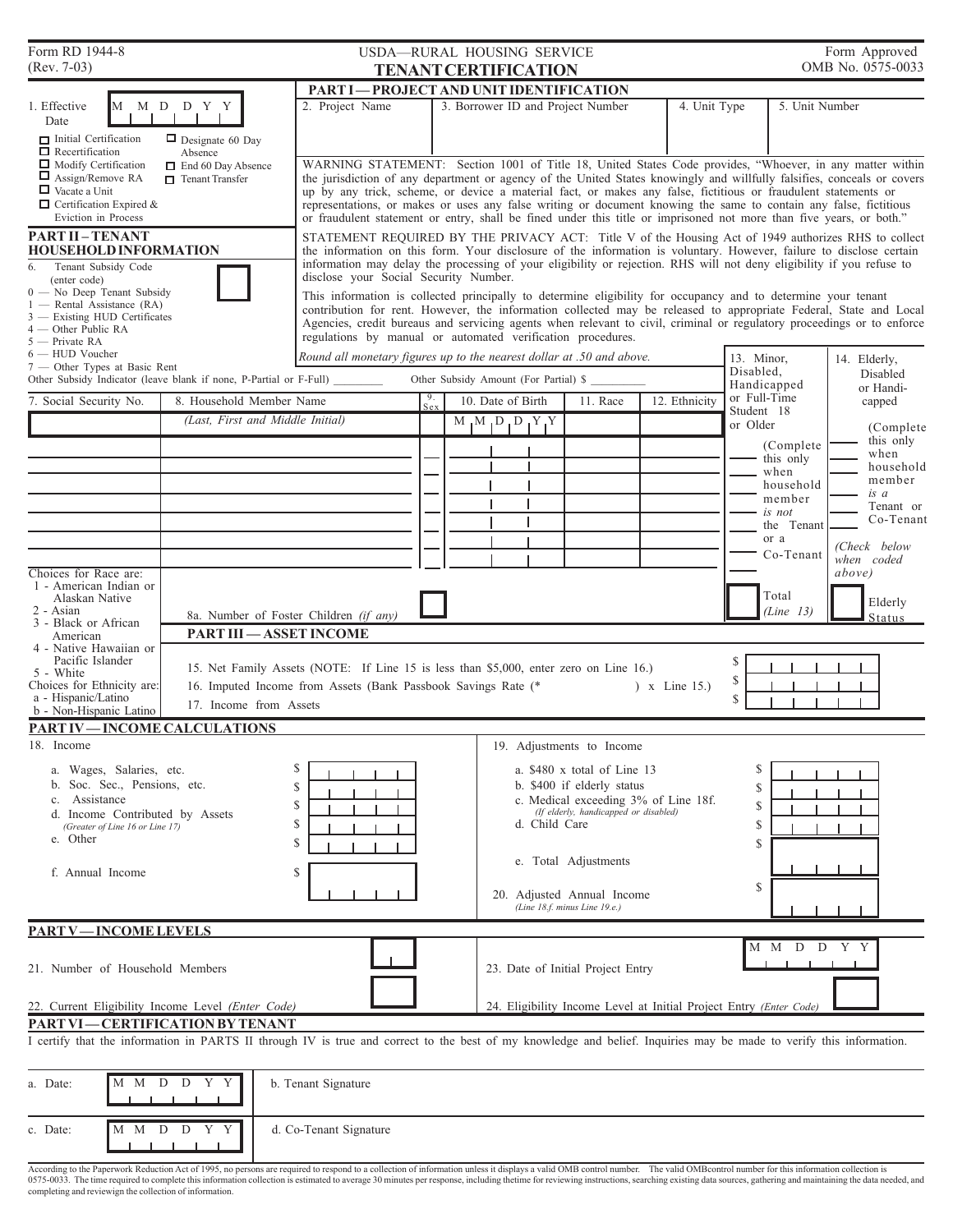Form RD 1944-8
(Rev. 7-03)

USDA—RURAL HOUSING SERVICE

# TENANT CERTIFICATION

Form Approved
OMB No. 0575-0033

## PART I — PROJECT AND UNIT IDENTIFICATION

| 1. Effective Date (M M D D Y Y) | 2. Project Name | 3. Borrower ID and Project Number | 4. Unit Type | 5. Unit Number |
|---|---|---|---|---|
| | | | | |

- ☐ Initial Certification
- ☐ Recertification
- ☐ Modify Certification
- ☐ Assign/Remove RA
- ☐ Vacate a Unit
- ☐ Certification Expired & Eviction in Process
- ☐ Designate 60 Day Absence
- ☐ End 60 Day Absence
- ☐ Tenant Transfer

WARNING STATEMENT: Section 1001 of Title 18, United States Code provides, "Whoever, in any matter within the jurisdiction of any department or agency of the United States knowingly and willfully falsifies, conceals or covers up by any trick, scheme, or device a material fact, or makes any false, fictitious or fraudulent statements or representations, or makes or uses any false writing or document knowing the same to contain any false, fictitious or fraudulent statement or entry, shall be fined under this title or imprisoned not more than five years, or both."

STATEMENT REQUIRED BY THE PRIVACY ACT: Title V of the Housing Act of 1949 authorizes RHS to collect the information on this form. Your disclosure of the information is voluntary. However, failure to disclose certain information may delay the processing of your eligibility or rejection. RHS will not deny eligibility if you refuse to disclose your Social Security Number.

This information is collected principally to determine eligibility for occupancy and to determine your tenant contribution for rent. However, the information collected may be released to appropriate Federal, State and Local Agencies, credit bureaus and servicing agents when relevant to civil, criminal or regulatory proceedings or to enforce regulations by manual or automated verification procedures.

*Round all monetary figures up to the nearest dollar at .50 and above.*

## PART II – TENANT HOUSEHOLD INFORMATION

6. Tenant Subsidy Code (enter code) ☐
- 0 — No Deep Tenant Subsidy
- 1 — Rental Assistance (RA)
- 3 — Existing HUD Certificates
- 4 — Other Public RA
- 5 — Private RA
- 6 — HUD Voucher
- 7 — Other Types at Basic Rent

Other Subsidy Indicator (leave blank if none, P-Partial or F-Full) ________ Other Subsidy Amount (For Partial) $ __________

| 7. Social Security No. | 8. Household Member Name *(Last, First and Middle Initial)* | 9. Sex | 10. Date of Birth (M M D D Y Y) | 11. Race | 12. Ethnicity | 13. Minor, Disabled, Handicapped or Full-Time Student 18 or Older (Complete this only when household member *is not* the Tenant or a Co-Tenant) | 14. Elderly, Disabled or Handicapped (Complete this only when household member *is a* Tenant or Co-Tenant) *(Check below when coded above)* |
|---|---|---|---|---|---|---|---|
| | | | | | | | |
| | | | | | | | |
| | | | | | | | |
| | | | | | | | |
| | | | | | | | |
| | | | | | | | |
| | | | | | | | |
| | | | | | | | |

Choices for Race are:
- 1 - American Indian or Alaskan Native
- 2 - Asian
- 3 - Black or African American
- 4 - Native Hawaiian or Pacific Islander
- 5 - White

Choices for Ethnicity are:
- a - Hispanic/Latino
- b - Non-Hispanic Latino

8a. Number of Foster Children *(if any)* ☐

Total *(Line 13)* ☐ Elderly Status ☐

## PART III — ASSET INCOME

15. Net Family Assets (NOTE: If Line 15 is less than $5,000, enter zero on Line 16.) $ ______
16. Imputed Income from Assets (Bank Passbook Savings Rate (* ) x Line 15.) $ ______
17. Income from Assets $ ______

## PART IV — INCOME CALCULATIONS

18. Income
- a. Wages, Salaries, etc. $ ______
- b. Soc. Sec., Pensions, etc. $ ______
- c. Assistance $ ______
- d. Income Contributed by Assets *(Greater of Line 16 or Line 17)* $ ______
- e. Other $ ______
- f. Annual Income $ ______

19. Adjustments to Income
- a. $480 x total of Line 13 $ ______
- b. $400 if elderly status $ ______
- c. Medical exceeding 3% of Line 18f. *(If elderly, handicapped or disabled)* $ ______
- d. Child Care $ ______
- e. Total Adjustments $ ______

20. Adjusted Annual Income *(Line 18.f. minus Line 19.e.)* $ ______

## PART V — INCOME LEVELS

21. Number of Household Members ☐

22. Current Eligibility Income Level *(Enter Code)* ☐

23. Date of Initial Project Entry (M M D D Y Y)

24. Eligibility Income Level at Initial Project Entry *(Enter Code)* ☐

## PART VI — CERTIFICATION BY TENANT

I certify that the information in PARTS II through IV is true and correct to the best of my knowledge and belief. Inquiries may be made to verify this information.

a. Date: (M M D D Y Y) b. Tenant Signature

c. Date: (M M D D Y Y) d. Co-Tenant Signature

According to the Paperwork Reduction Act of 1995, no persons are required to respond to a collection of information unless it displays a valid OMB control number. The valid OMBcontrol number for this information collection is 0575-0033. The time required to complete this information collection is estimated to average 30 minutes per response, including thetime for reviewing instructions, searching existing data sources, gathering and maintaining the data needed, and completing and reviewign the collection of information.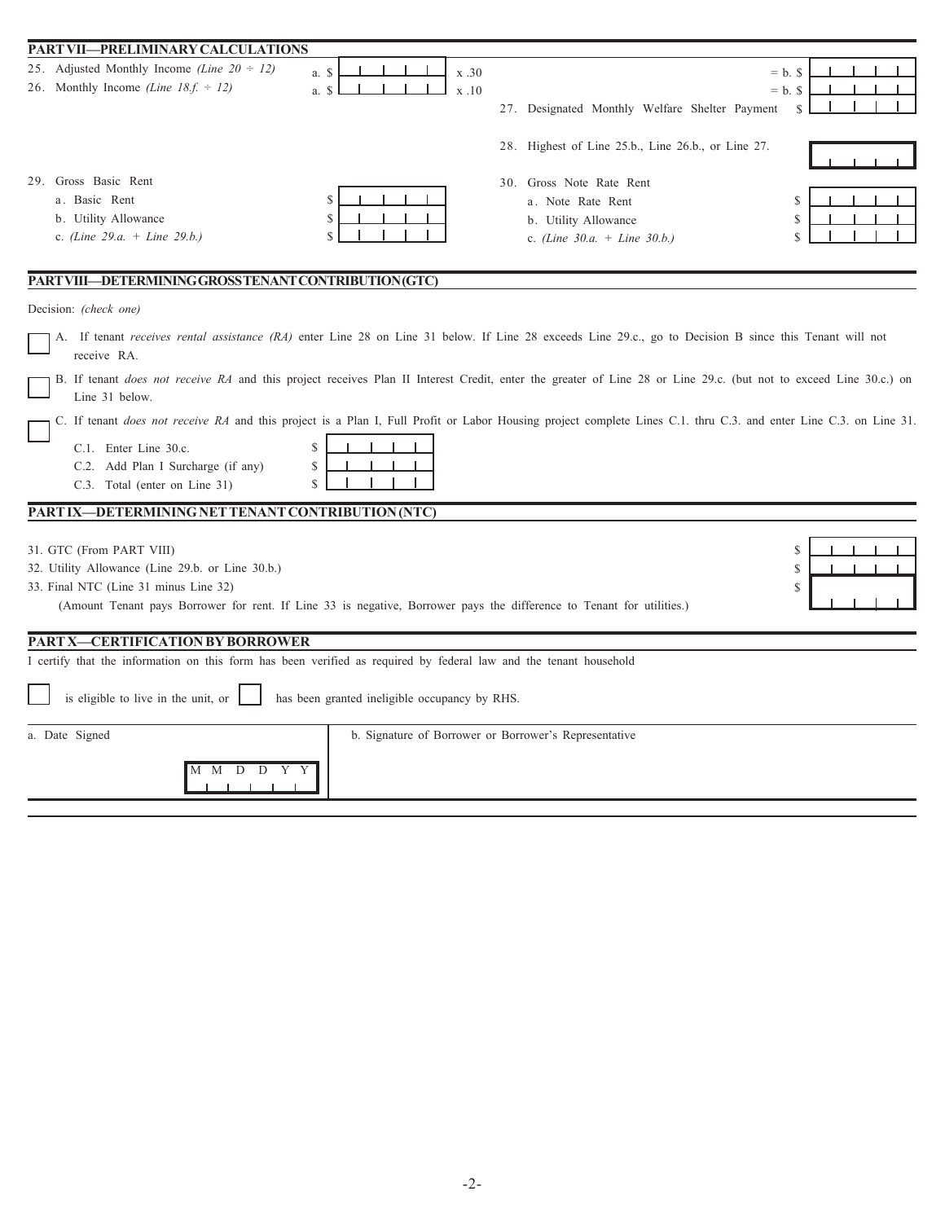## PART VII—PRELIMINARY CALCULATIONS

25. Adjusted Monthly Income *(Line 20 ÷ 12)* a. $ ______ x .30 = b. $ ______

26. Monthly Income *(Line 18.f. ÷ 12)* a. $ ______ x .10 = b. $ ______

27. Designated Monthly Welfare Shelter Payment $ ______

28. Highest of Line 25.b., Line 26.b., or Line 27. ______

29. Gross Basic Rent
   - a. Basic Rent $ ______
   - b. Utility Allowance $ ______
   - c. *(Line 29.a. + Line 29.b.)* $ ______

30. Gross Note Rate Rent
   - a. Note Rate Rent $ ______
   - b. Utility Allowance $ ______
   - c. *(Line 30.a. + Line 30.b.)* $ ______

## PART VIII—DETERMINING GROSS TENANT CONTRIBUTION (GTC)

Decision: *(check one)*

☐ A. If tenant *receives rental assistance (RA)* enter Line 28 on Line 31 below. If Line 28 exceeds Line 29.c., go to Decision B since this Tenant will not receive RA.

☐ B. If tenant *does not receive RA* and this project receives Plan II Interest Credit, enter the greater of Line 28 or Line 29.c. (but not to exceed Line 30.c.) on Line 31 below.

☐ C. If tenant *does not receive RA* and this project is a Plan I, Full Profit or Labor Housing project complete Lines C.1. thru C.3. and enter Line C.3. on Line 31.

C.1. Enter Line 30.c. $ ______

C.2. Add Plan I Surcharge (if any) $ ______

C.3. Total (enter on Line 31) $ ______

## PART IX—DETERMINING NET TENANT CONTRIBUTION (NTC)

31. GTC (From PART VIII) $ ______

32. Utility Allowance (Line 29.b. or Line 30.b.) $ ______

33. Final NTC (Line 31 minus Line 32) $ ______

(Amount Tenant pays Borrower for rent. If Line 33 is negative, Borrower pays the difference to Tenant for utilities.)

## PART X—CERTIFICATION BY BORROWER

I certify that the information on this form has been verified as required by federal law and the tenant household

☐ is eligible to live in the unit, or ☐ has been granted ineligible occupancy by RHS.

| a. Date Signed | b. Signature of Borrower or Borrower's Representative |
|---|---|
| MM DD YY | |